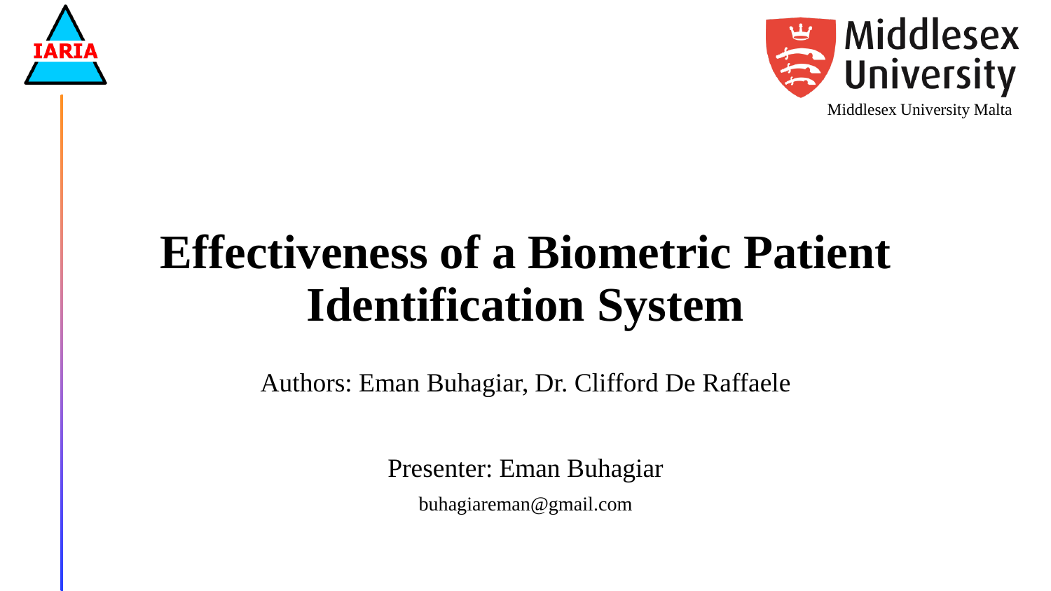IARIA

Middlesex University

Middlesex University Malta

# Effectiveness of a Biometric Patient Identification System

Authors: Eman Buhagiar, Dr. Clifford De Raffaele

Presenter: Eman Buhagiar

buhagiareman@gmail.com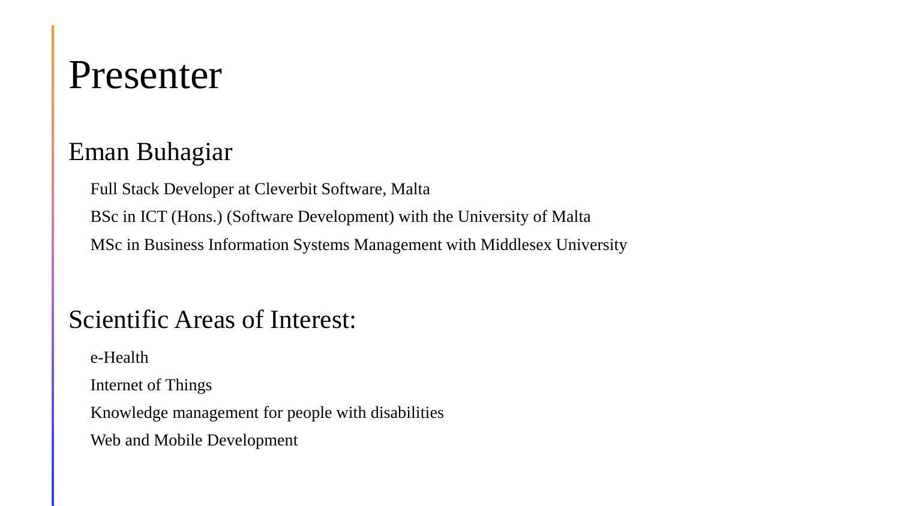# Presenter

## Eman Buhagiar

- Full Stack Developer at Cleverbit Software, Malta
- BSc in ICT (Hons.) (Software Development) with the University of Malta
- MSc in Business Information Systems Management with Middlesex University

## Scientific Areas of Interest:

- e-Health
- Internet of Things
- Knowledge management for people with disabilities
- Web and Mobile Development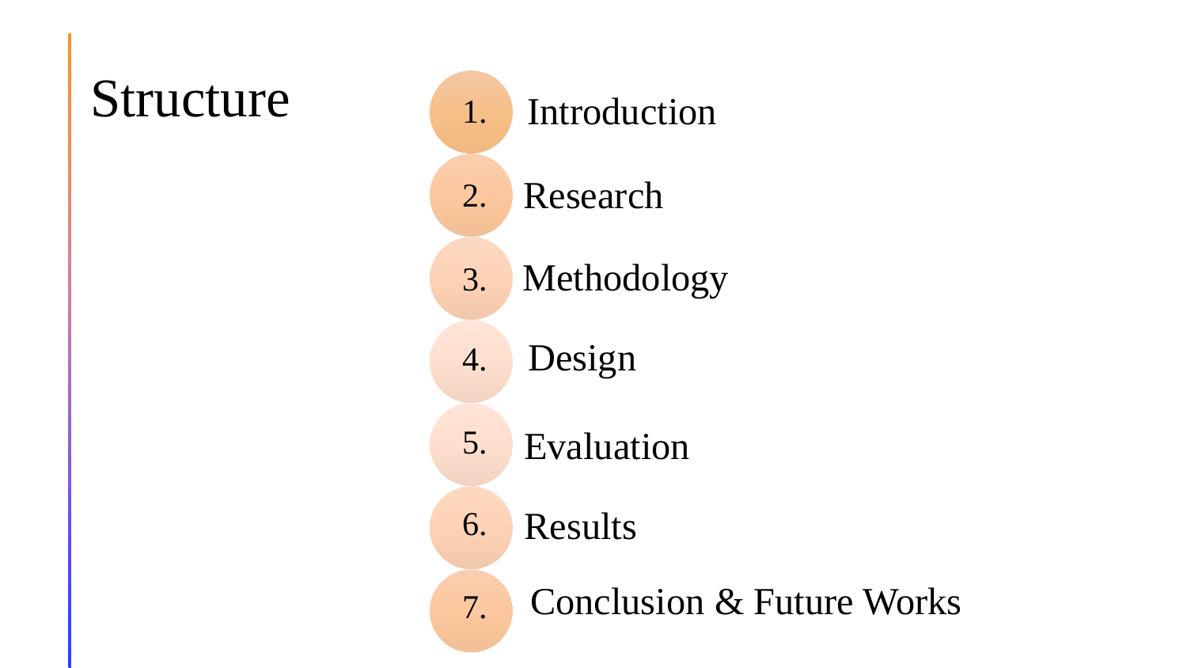# Structure

1. Introduction
2. Research
3. Methodology
4. Design
5. Evaluation
6. Results
7. Conclusion & Future Works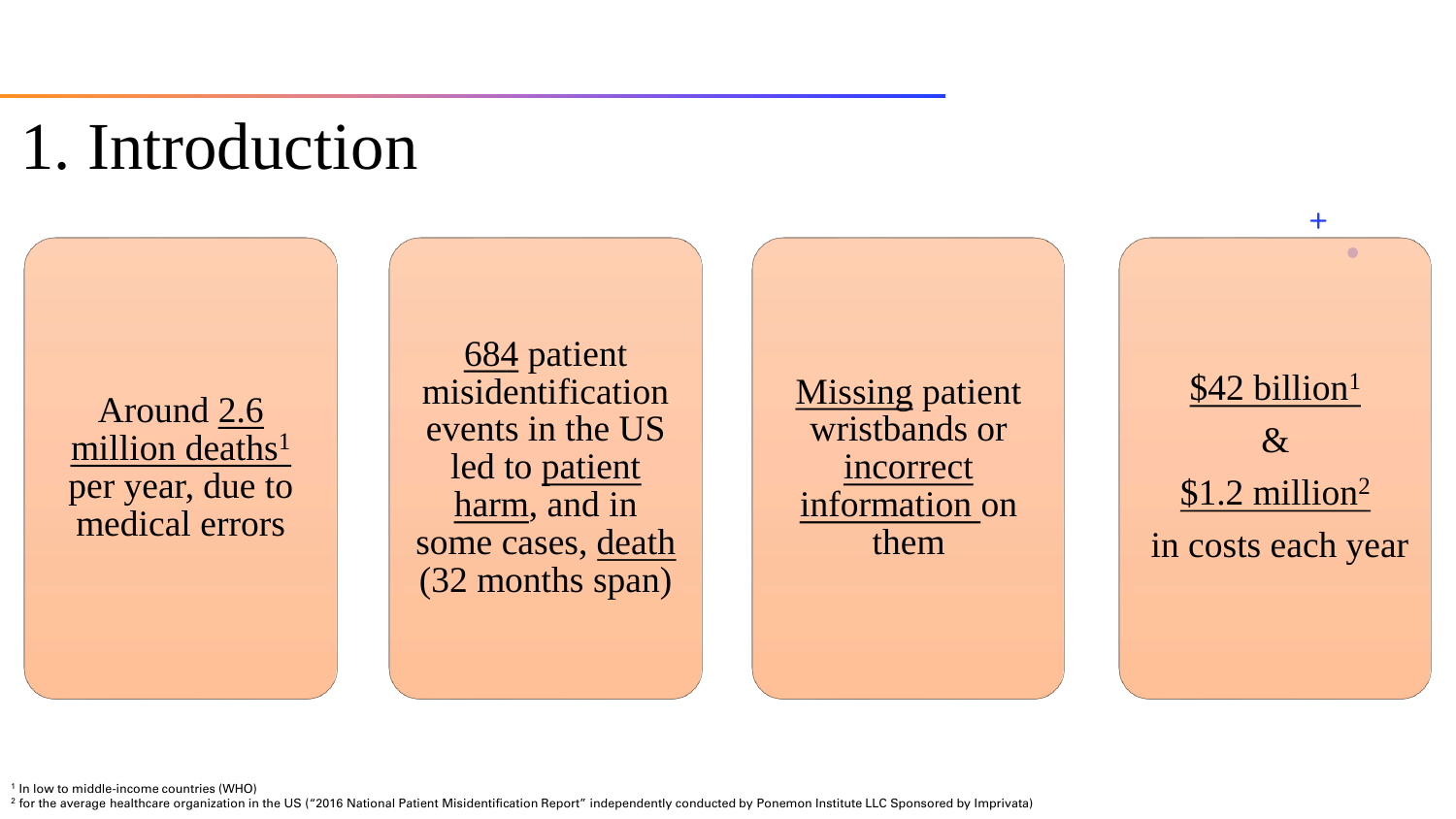# 1. Introduction

Around 2.6 million deaths[1] per year, due to medical errors

684 patient misidentification events in the US led to patient harm, and in some cases, death (32 months span)

Missing patient wristbands or incorrect information on them

$42 billion[1] & $1.2 million[2] in costs each year

[1] In low to middle-income countries (WHO)

[2] for the average healthcare organization in the US ("2016 National Patient Misidentification Report" independently conducted by Ponemon Institute LLC Sponsored by Imprivata)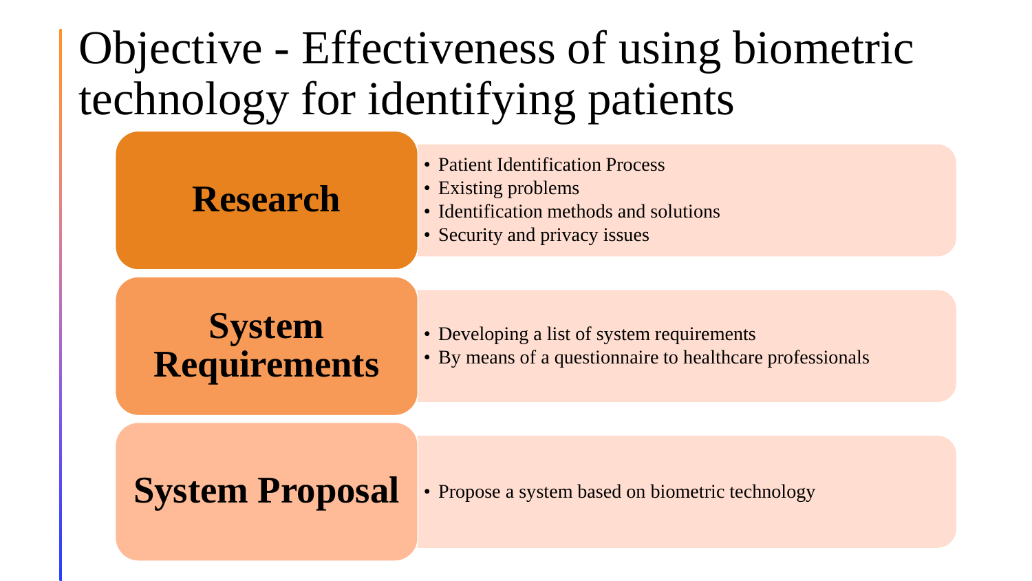# Objective - Effectiveness of using biometric technology for identifying patients

## Research

- Patient Identification Process
- Existing problems
- Identification methods and solutions
- Security and privacy issues

## System Requirements

- Developing a list of system requirements
- By means of a questionnaire to healthcare professionals

## System Proposal

- Propose a system based on biometric technology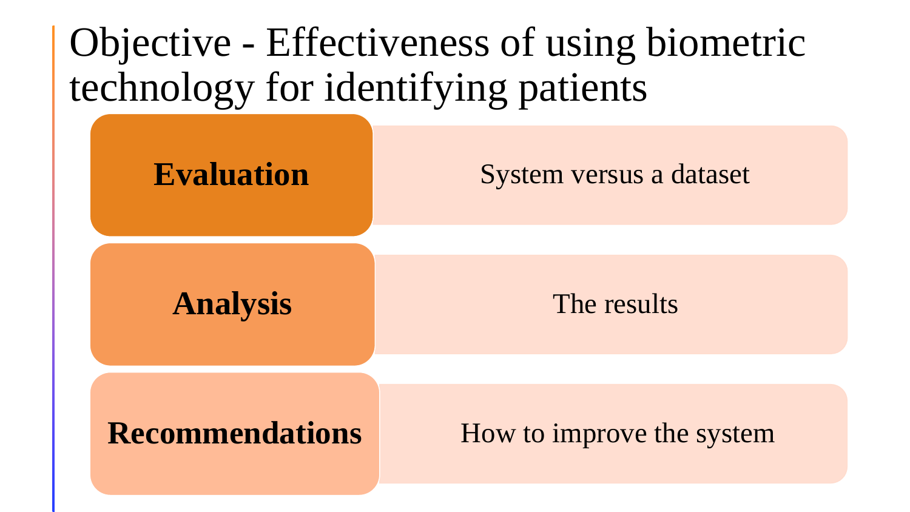# Objective - Effectiveness of using biometric technology for identifying patients

| | |
|---|---|
| **Evaluation** | System versus a dataset |
| **Analysis** | The results |
| **Recommendations** | How to improve the system |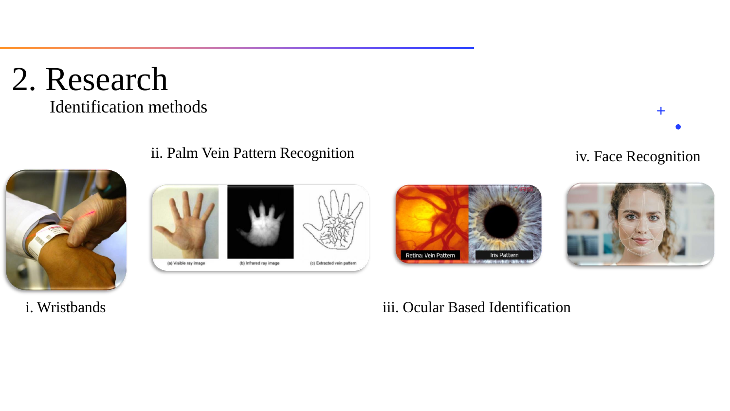# 2. Research

## Identification methods

i. Wristbands

ii. Palm Vein Pattern Recognition

iii. Ocular Based Identification

iv. Face Recognition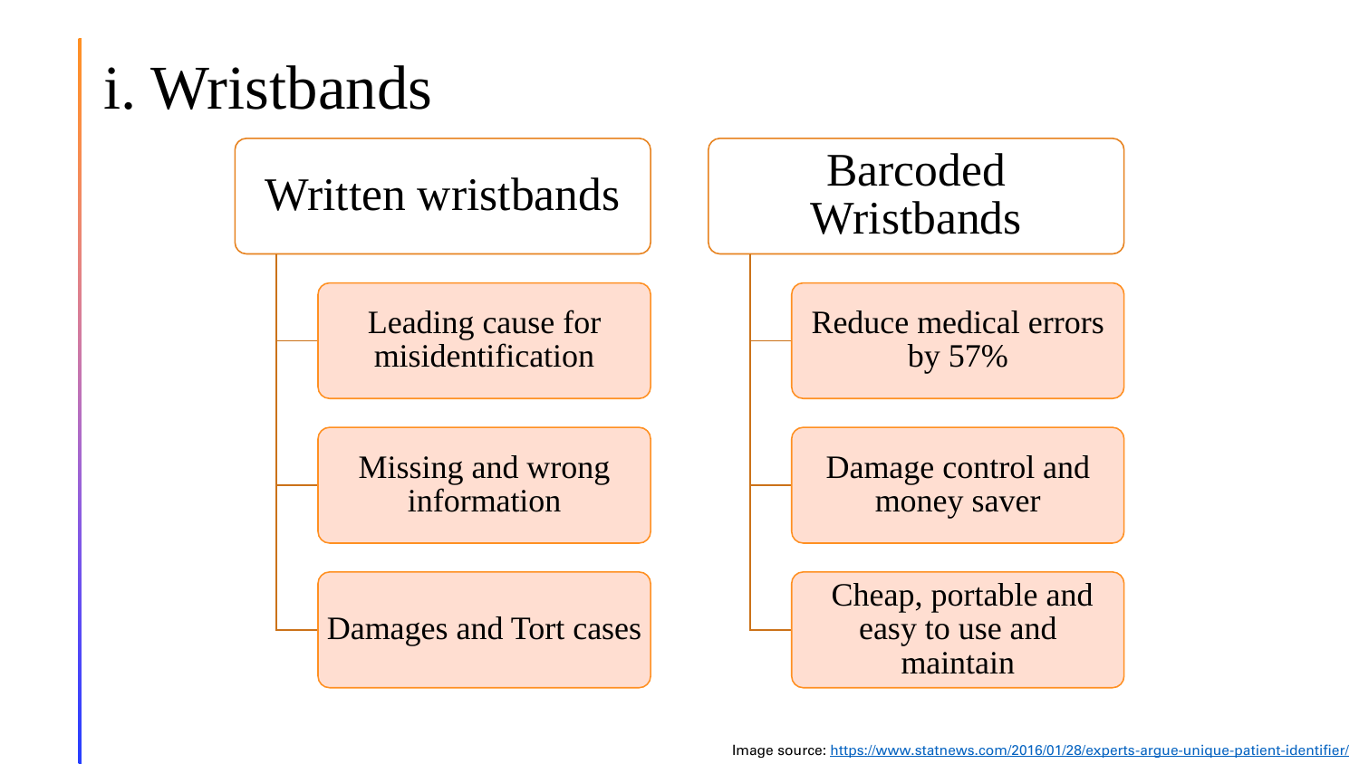# i. Wristbands

## Written wristbands

- Leading cause for misidentification
- Missing and wrong information
- Damages and Tort cases

## Barcoded Wristbands

- Reduce medical errors by 57%
- Damage control and money saver
- Cheap, portable and easy to use and maintain

Image source: https://www.statnews.com/2016/01/28/experts-argue-unique-patient-identifier/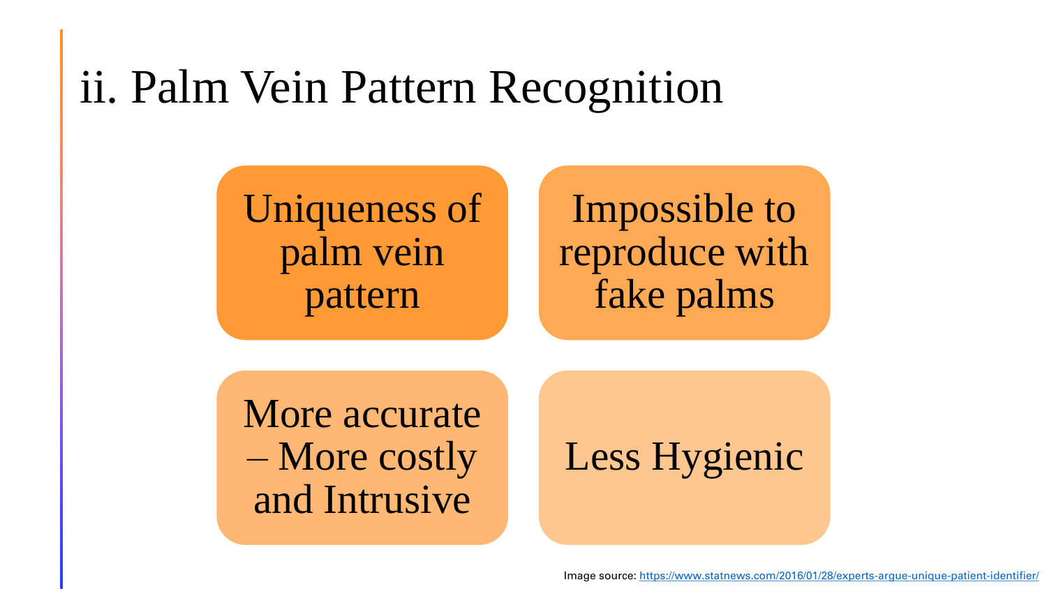# ii. Palm Vein Pattern Recognition

- Uniqueness of palm vein pattern
- Impossible to reproduce with fake palms
- More accurate – More costly and Intrusive
- Less Hygienic

Image source: https://www.statnews.com/2016/01/28/experts-argue-unique-patient-identifier/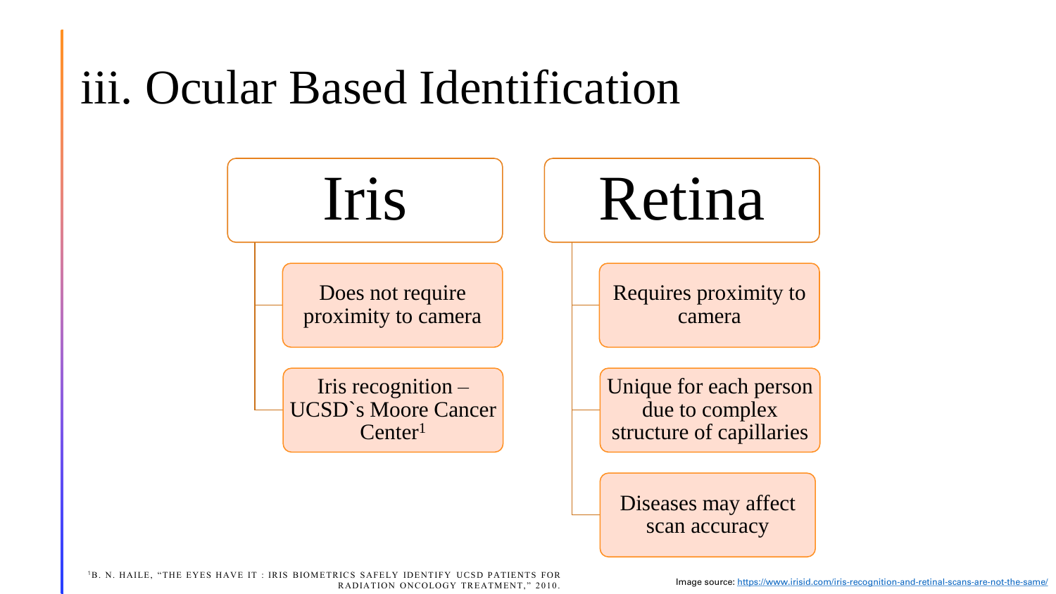# iii. Ocular Based Identification

## Iris

- Does not require proximity to camera
- Iris recognition – UCSD`s Moore Cancer Center[1]

## Retina

- Requires proximity to camera
- Unique for each person due to complex structure of capillaries
- Diseases may affect scan accuracy

[1] B. N. Haile, "The eyes have it : Iris biometrics safely identify UCSD patients for radiation oncology treatment," 2010.

Image source: https://www.irisid.com/iris-recognition-and-retinal-scans-are-not-the-same/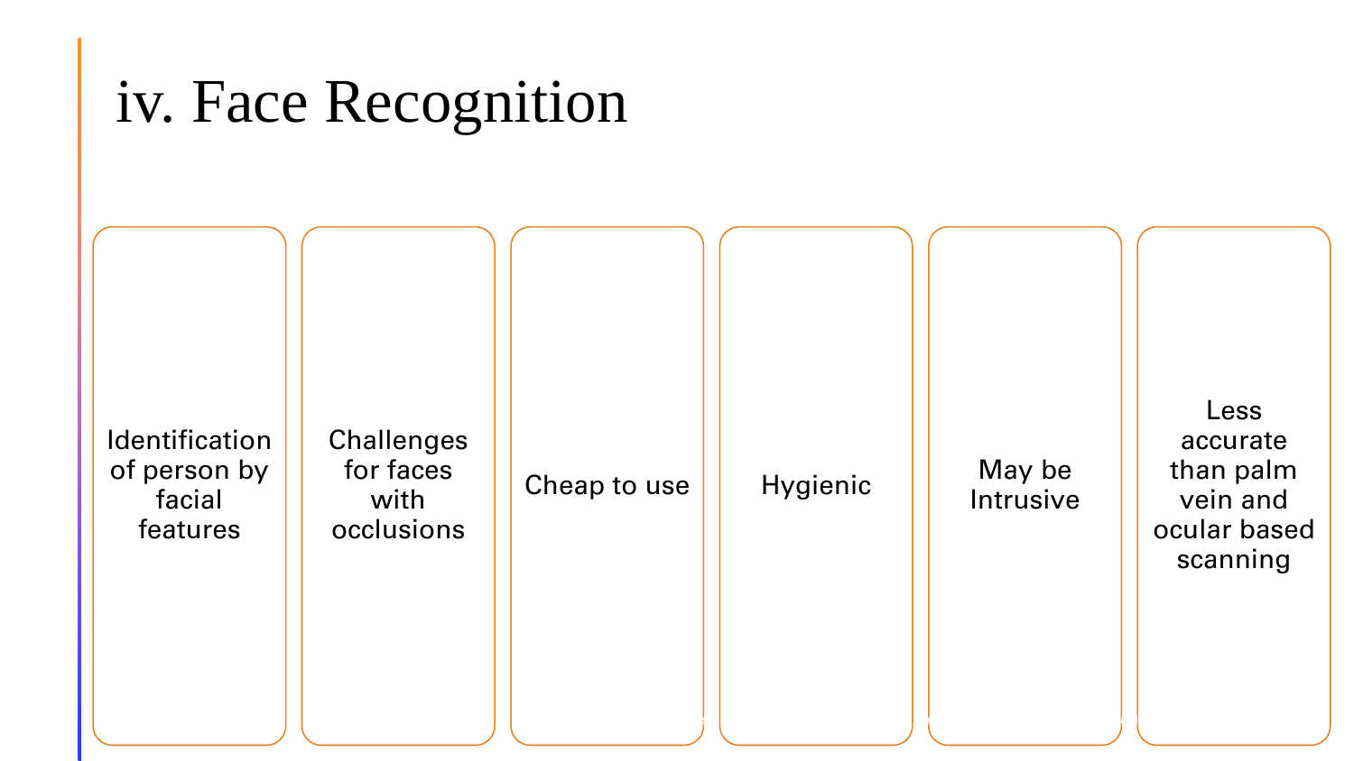# iv. Face Recognition

- Identification of person by facial features
- Challenges for faces with occlusions
- Cheap to use
- Hygienic
- May be Intrusive
- Less accurate than palm vein and ocular based scanning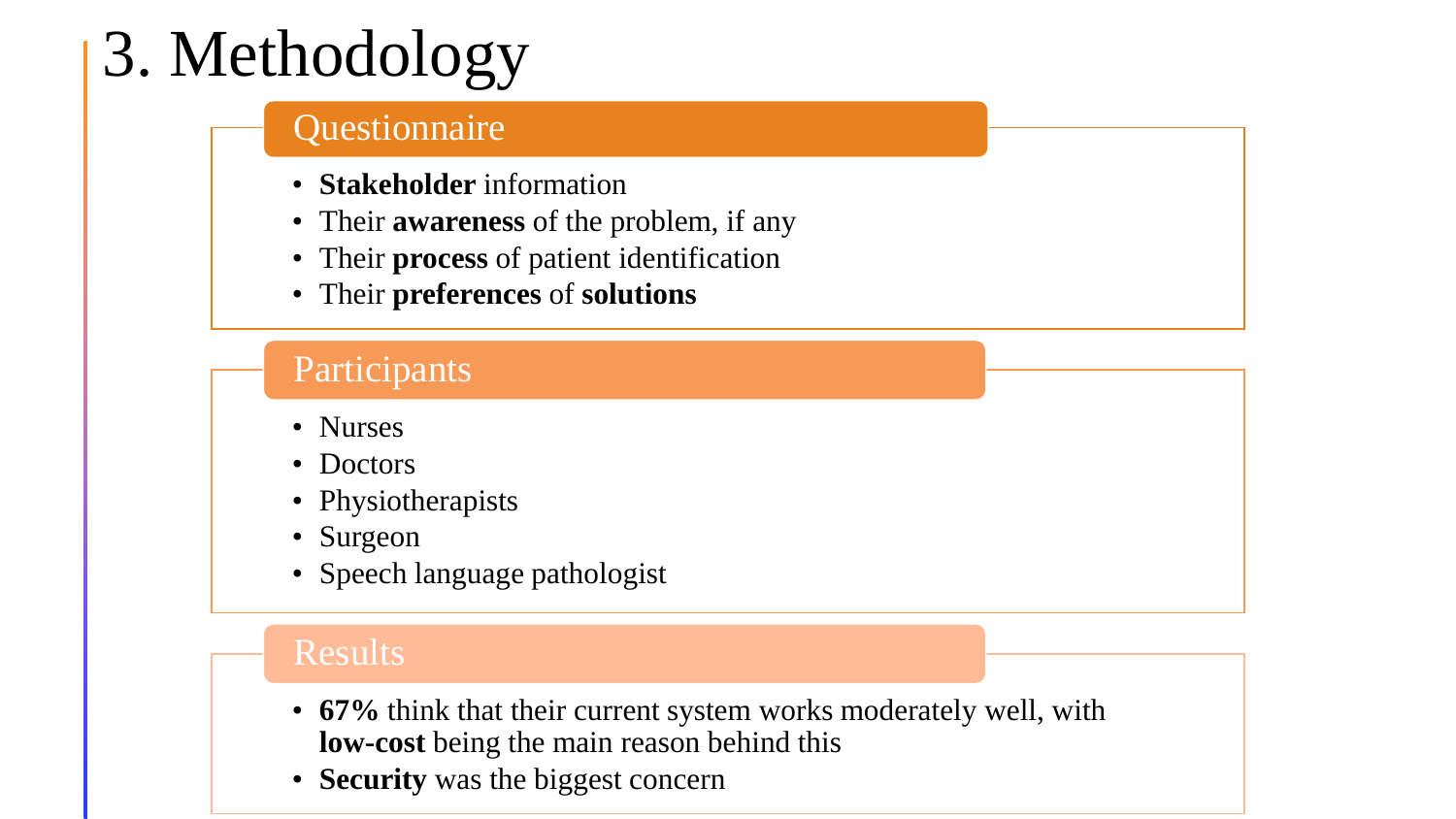# 3. Methodology

## Questionnaire

- **Stakeholder** information
- Their **awareness** of the problem, if any
- Their **process** of patient identification
- Their **preferences** of **solutions**

## Participants

- Nurses
- Doctors
- Physiotherapists
- Surgeon
- Speech language pathologist

## Results

- **67%** think that their current system works moderately well, with **low-cost** being the main reason behind this
- **Security** was the biggest concern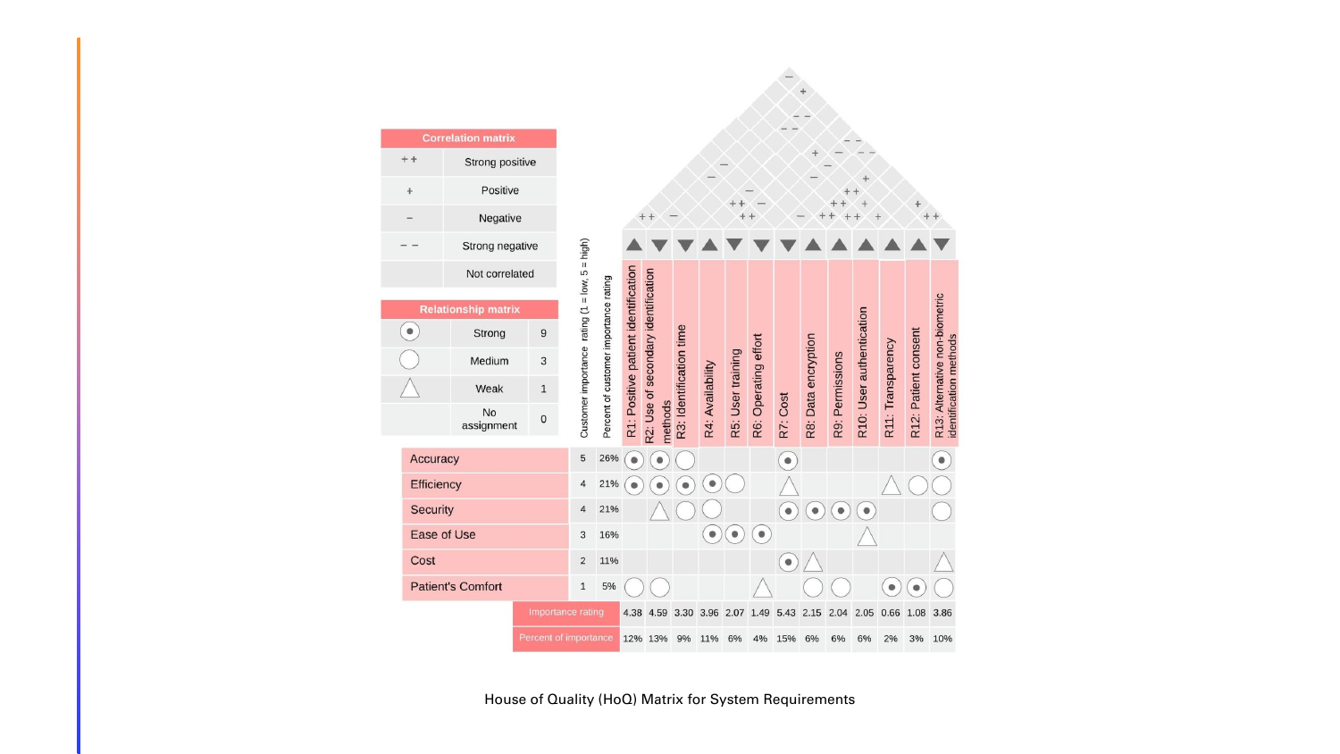| Correlation matrix | |
|---|---|
| ++ | Strong positive |
| + | Positive |
| − | Negative |
| −− | Strong negative |
| | Not correlated |

| Relationship matrix | | |
|---|---|---|
| ⊙ | Strong | 9 |
| ○ | Medium | 3 |
| △ | Weak | 1 |
| | No assignment | 0 |

| | Customer importance rating (1 = low, 5 = high) | Percent of customer importance rating | R1: Positive patient identification | R2: Use of secondary identification methods | R3: Identification time | R4: Availability | R5: User training | R6: Operating effort | R7: Cost | R8: Data encryption | R9: Permissions | R10: User authentication | R11: Transparency | R12: Patient consent | R13: Alternative non-biometric identification methods |
|---|---|---|---|---|---|---|---|---|---|---|---|---|---|---|---|
| | | | ▲ | ▼ | ▼ | ▲ | ▼ | ▼ | ▼ | ▲ | ▲ | ▲ | ▲ | ▲ | ▼ |
| Accuracy | 5 | 26% | ⊙ | ⊙ | ○ | | | | ⊙ | | | | | | ⊙ |
| Efficiency | 4 | 21% | ⊙ | ⊙ | ⊙ | ⊙ | ○ | | △ | | | | △ | ○ | ○ |
| Security | 4 | 21% | | △ | ○ | ○ | | | ⊙ | ⊙ | ⊙ | ⊙ | | | ○ |
| Ease of Use | 3 | 16% | | | | ⊙ | ⊙ | ⊙ | | | | △ | | | |
| Cost | 2 | 11% | | | | | | | ⊙ | △ | | | | | △ |
| Patient's Comfort | 1 | 5% | ○ | ○ | | | | △ | | ○ | ○ | | ⊙ | ⊙ | ○ |
| Importance rating | | | 4.38 | 4.59 | 3.30 | 3.96 | 2.07 | 1.49 | 5.43 | 2.15 | 2.04 | 2.05 | 0.66 | 1.08 | 3.86 |
| Percent of importance | | | 12% | 13% | 9% | 11% | 6% | 4% | 15% | 6% | 6% | 6% | 2% | 3% | 10% |

House of Quality (HoQ) Matrix for System Requirements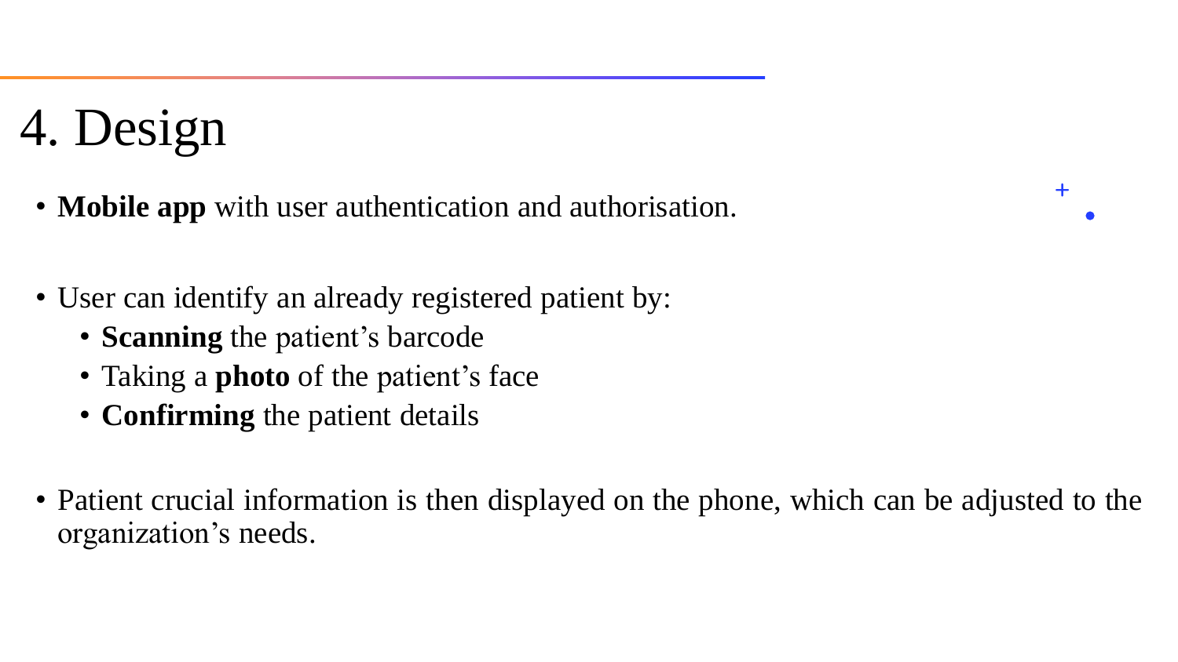# 4. Design

- **Mobile app** with user authentication and authorisation.

- User can identify an already registered patient by:
  - **Scanning** the patient's barcode
  - Taking a **photo** of the patient's face
  - **Confirming** the patient details

- Patient crucial information is then displayed on the phone, which can be adjusted to the organization's needs.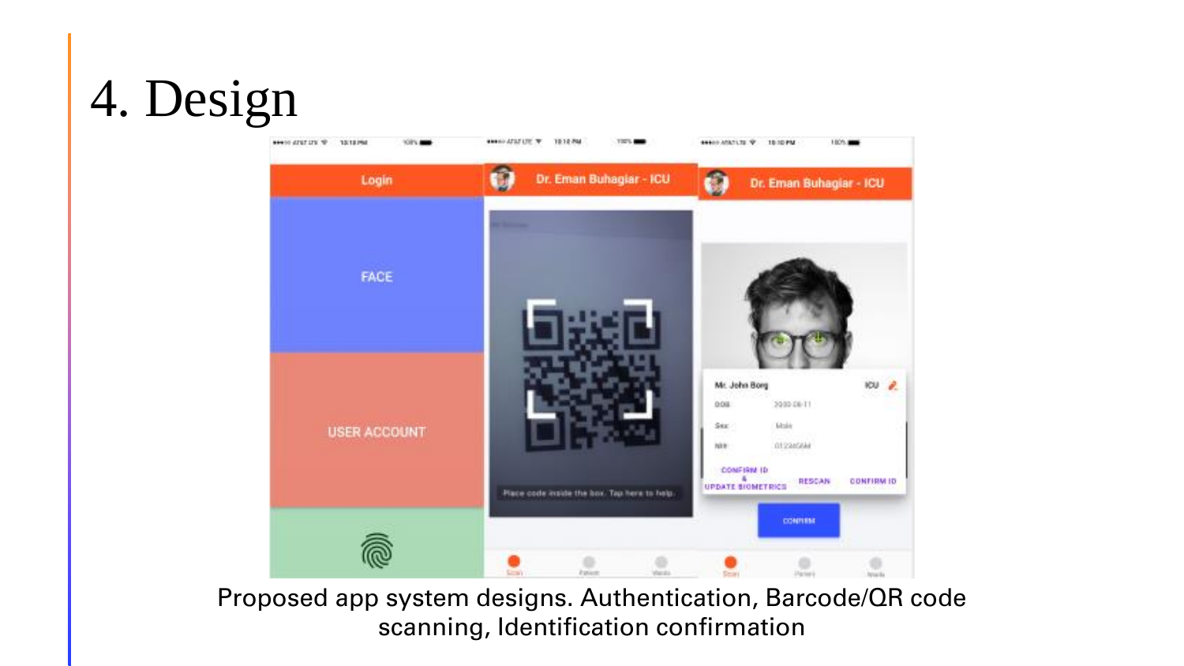# 4. Design

Proposed app system designs. Authentication, Barcode/QR code scanning, Identification confirmation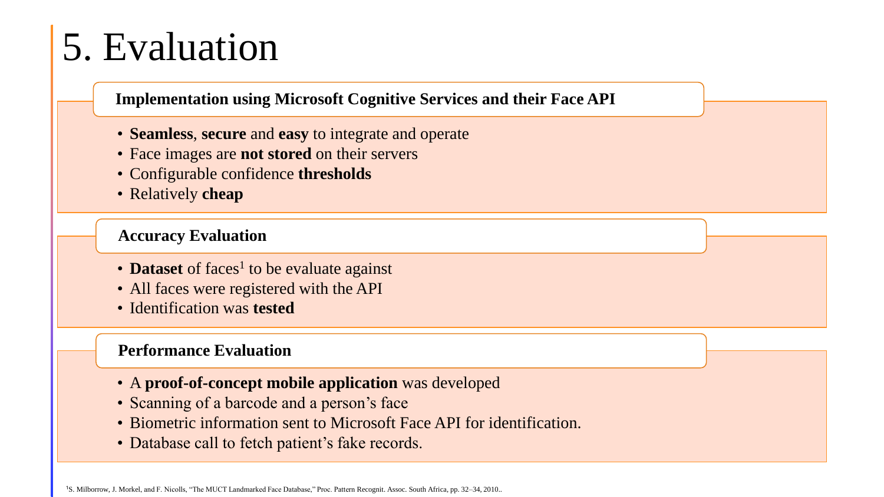# 5. Evaluation

### Implementation using Microsoft Cognitive Services and their Face API

- **Seamless**, **secure** and **easy** to integrate and operate
- Face images are **not stored** on their servers
- Configurable confidence **thresholds**
- Relatively **cheap**

### Accuracy Evaluation

- **Dataset** of faces[1] to be evaluate against
- All faces were registered with the API
- Identification was **tested**

### Performance Evaluation

- A **proof-of-concept mobile application** was developed
- Scanning of a barcode and a person's face
- Biometric information sent to Microsoft Face API for identification.
- Database call to fetch patient's fake records.

[1] S. Milborrow, J. Morkel, and F. Nicolls, "The MUCT Landmarked Face Database," Proc. Pattern Recognit. Assoc. South Africa, pp. 32–34, 2010..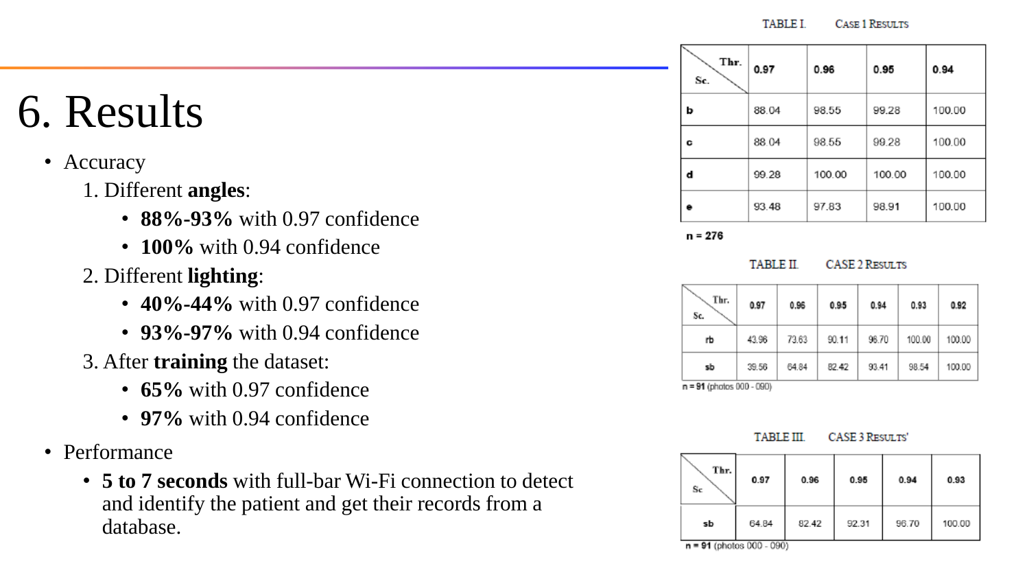# 6. Results

- Accuracy
  1. Different **angles**:
     - **88%-93%** with 0.97 confidence
     - **100%** with 0.94 confidence
  2. Different **lighting**:
     - **40%-44%** with 0.97 confidence
     - **93%-97%** with 0.94 confidence
  3. After **training** the dataset:
     - **65%** with 0.97 confidence
     - **97%** with 0.94 confidence
- Performance
  - **5 to 7 seconds** with full-bar Wi-Fi connection to detect and identify the patient and get their records from a database.

TABLE I. CASE 1 RESULTS

| Sc. \ Thr. | 0.97 | 0.96 | 0.95 | 0.94 |
|---|---|---|---|---|
| b | 88.04 | 98.55 | 99.28 | 100.00 |
| c | 88.04 | 98.55 | 99.28 | 100.00 |
| d | 99.28 | 100.00 | 100.00 | 100.00 |
| e | 93.48 | 97.83 | 98.91 | 100.00 |

n = 276

TABLE II. CASE 2 RESULTS

| Sc. \ Thr. | 0.97 | 0.96 | 0.95 | 0.94 | 0.93 | 0.92 |
|---|---|---|---|---|---|---|
| rb | 43.96 | 73.63 | 90.11 | 96.70 | 100.00 | 100.00 |
| sb | 39.56 | 64.84 | 82.42 | 93.41 | 98.54 | 100.00 |

n = 91 (photos 000 - 090)

TABLE III. CASE 3 RESULTS'

| Sc \ Thr. | 0.97 | 0.96 | 0.95 | 0.94 | 0.93 |
|---|---|---|---|---|---|
| sb | 64.84 | 82.42 | 92.31 | 96.70 | 100.00 |

n = 91 (photos 000 - 090)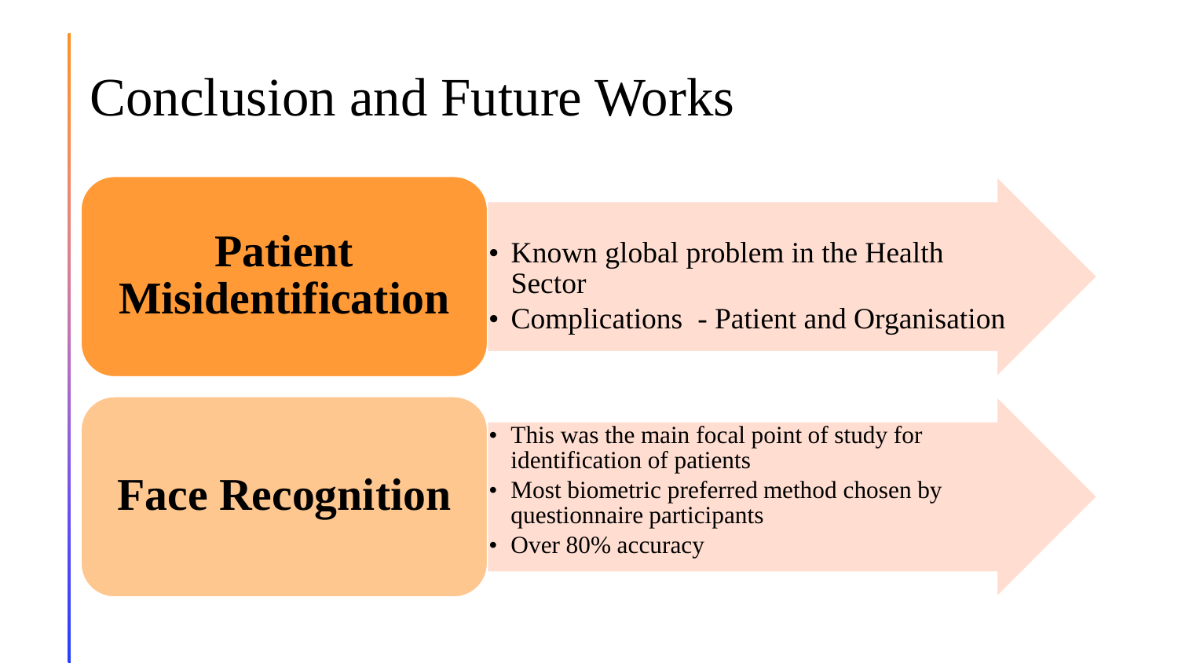# Conclusion and Future Works

## Patient Misidentification

- Known global problem in the Health Sector
- Complications - Patient and Organisation

## Face Recognition

- This was the main focal point of study for identification of patients
- Most biometric preferred method chosen by questionnaire participants
- Over 80% accuracy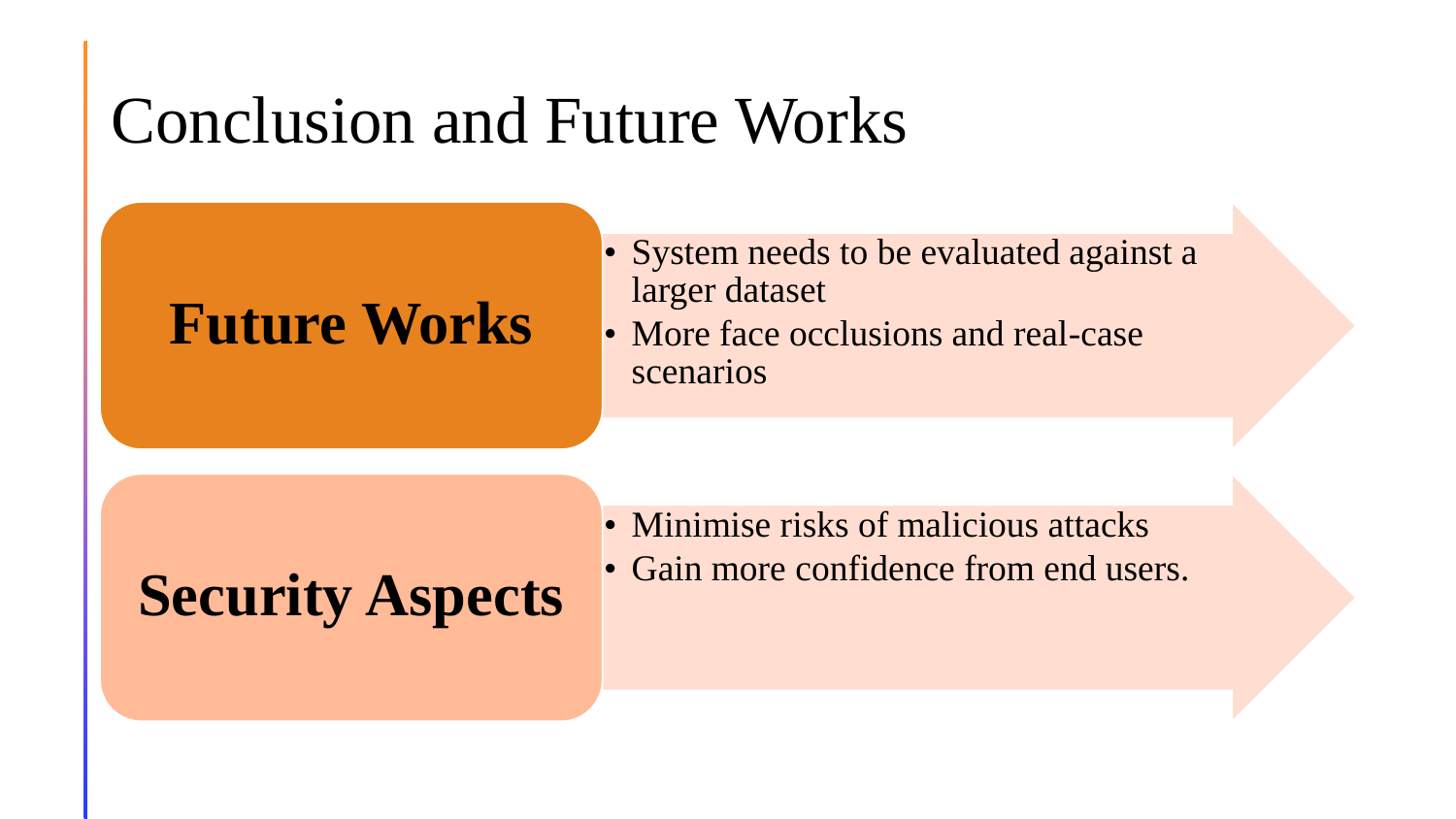# Conclusion and Future Works

## Future Works

- System needs to be evaluated against a larger dataset
- More face occlusions and real-case scenarios

## Security Aspects

- Minimise risks of malicious attacks
- Gain more confidence from end users.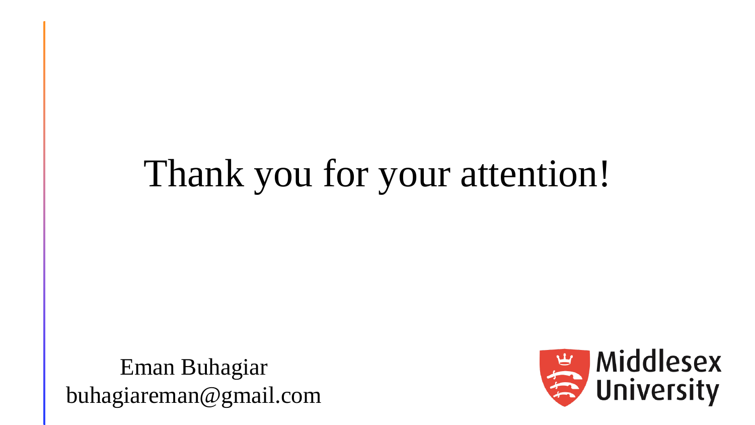# Thank you for your attention!

Eman Buhagiar
buhagiareman@gmail.com

Middlesex University